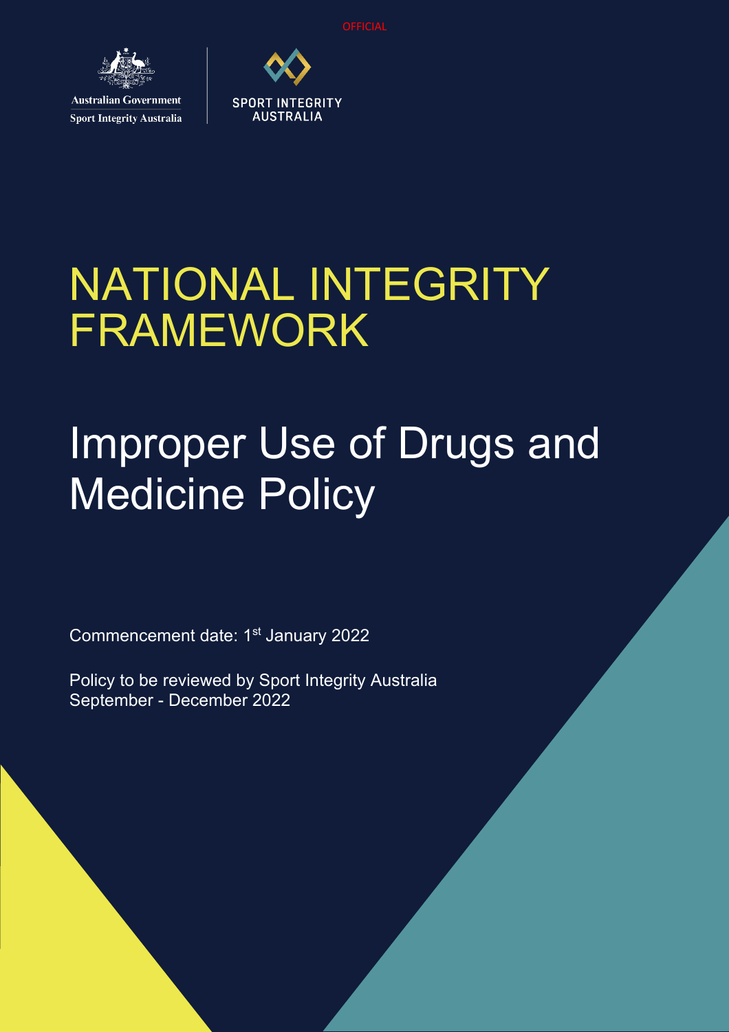OFFICIAL

Australian Government
Sport Integrity Australia

SPORT INTEGRITY AUSTRALIA

# NATIONAL INTEGRITY FRAMEWORK

# Improper Use of Drugs and Medicine Policy

Commencement date: 1st January 2022

Policy to be reviewed by Sport Integrity Australia September - December 2022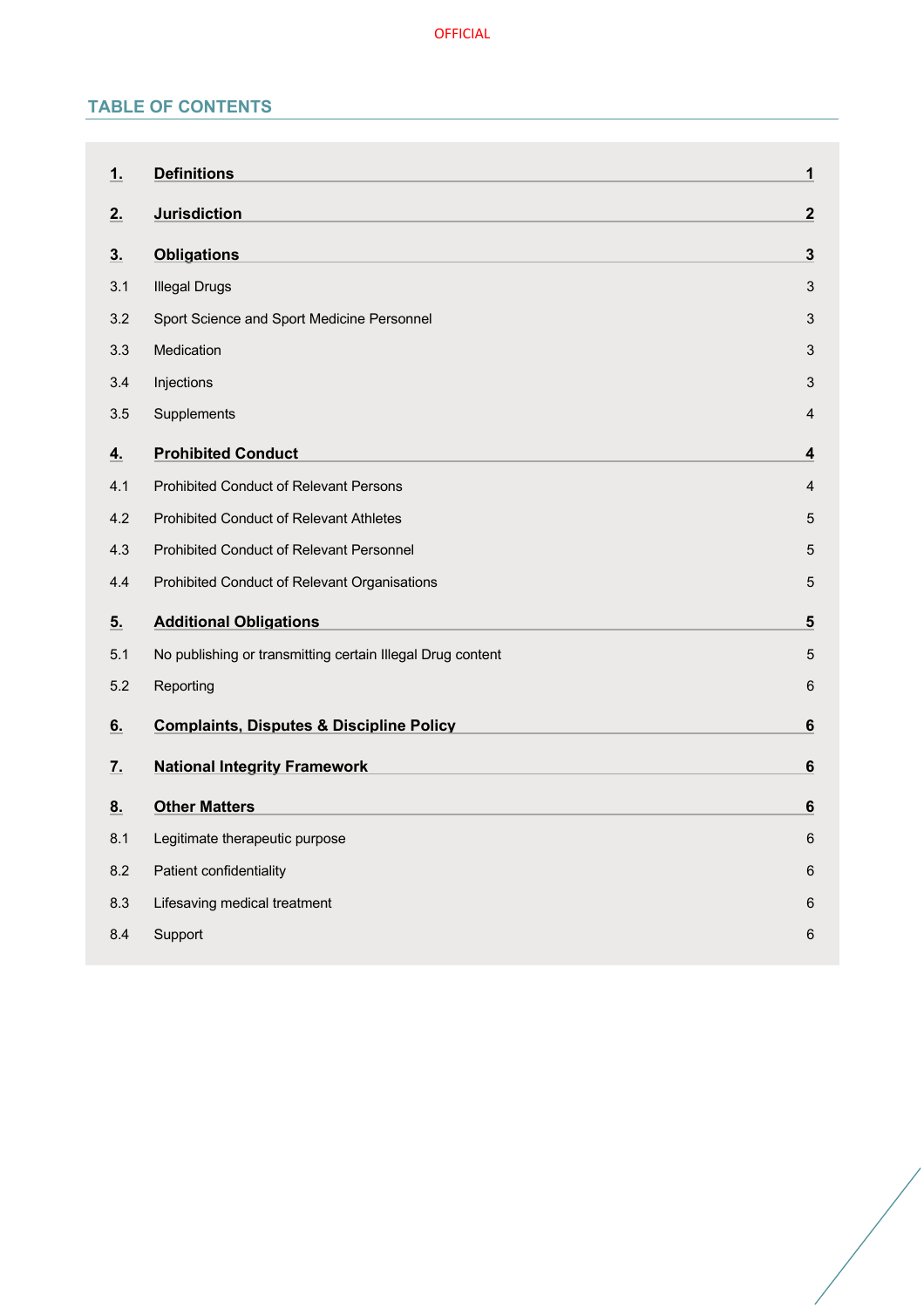## TABLE OF CONTENTS

| | | |
|---|---|---|
| **1.** | **Definitions** | **1** |
| **2.** | **Jurisdiction** | **2** |
| **3.** | **Obligations** | **3** |
| 3.1 | Illegal Drugs | 3 |
| 3.2 | Sport Science and Sport Medicine Personnel | 3 |
| 3.3 | Medication | 3 |
| 3.4 | Injections | 3 |
| 3.5 | Supplements | 4 |
| **4.** | **Prohibited Conduct** | **4** |
| 4.1 | Prohibited Conduct of Relevant Persons | 4 |
| 4.2 | Prohibited Conduct of Relevant Athletes | 5 |
| 4.3 | Prohibited Conduct of Relevant Personnel | 5 |
| 4.4 | Prohibited Conduct of Relevant Organisations | 5 |
| **5.** | **Additional Obligations** | **5** |
| 5.1 | No publishing or transmitting certain Illegal Drug content | 5 |
| 5.2 | Reporting | 6 |
| **6.** | **Complaints, Disputes & Discipline Policy** | **6** |
| **7.** | **National Integrity Framework** | **6** |
| **8.** | **Other Matters** | **6** |
| 8.1 | Legitimate therapeutic purpose | 6 |
| 8.2 | Patient confidentiality | 6 |
| 8.3 | Lifesaving medical treatment | 6 |
| 8.4 | Support | 6 |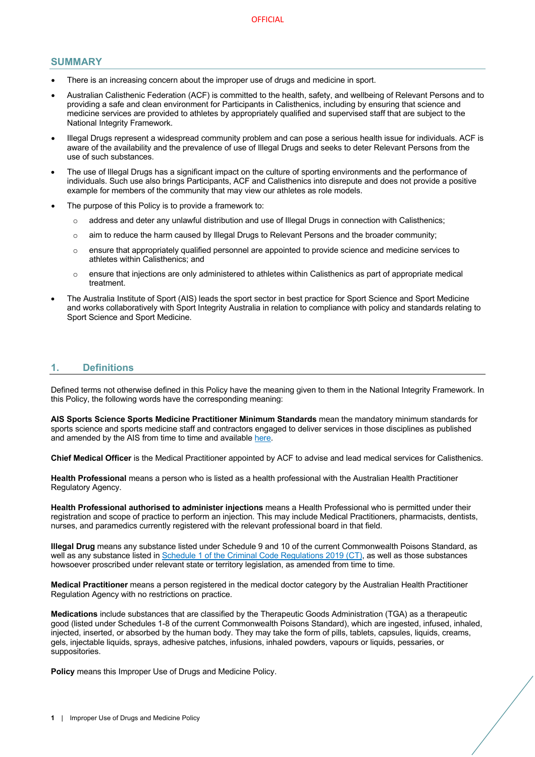## SUMMARY

- There is an increasing concern about the improper use of drugs and medicine in sport.
- Australian Calisthenic Federation (ACF) is committed to the health, safety, and wellbeing of Relevant Persons and to providing a safe and clean environment for Participants in Calisthenics, including by ensuring that science and medicine services are provided to athletes by appropriately qualified and supervised staff that are subject to the National Integrity Framework.
- Illegal Drugs represent a widespread community problem and can pose a serious health issue for individuals. ACF is aware of the availability and the prevalence of use of Illegal Drugs and seeks to deter Relevant Persons from the use of such substances.
- The use of Illegal Drugs has a significant impact on the culture of sporting environments and the performance of individuals. Such use also brings Participants, ACF and Calisthenics into disrepute and does not provide a positive example for members of the community that may view our athletes as role models.
- The purpose of this Policy is to provide a framework to:
  - address and deter any unlawful distribution and use of Illegal Drugs in connection with Calisthenics;
  - aim to reduce the harm caused by Illegal Drugs to Relevant Persons and the broader community;
  - ensure that appropriately qualified personnel are appointed to provide science and medicine services to athletes within Calisthenics; and
  - ensure that injections are only administered to athletes within Calisthenics as part of appropriate medical treatment.
- The Australia Institute of Sport (AIS) leads the sport sector in best practice for Sport Science and Sport Medicine and works collaboratively with Sport Integrity Australia in relation to compliance with policy and standards relating to Sport Science and Sport Medicine.

## 1. Definitions

Defined terms not otherwise defined in this Policy have the meaning given to them in the National Integrity Framework. In this Policy, the following words have the corresponding meaning:

**AIS Sports Science Sports Medicine Practitioner Minimum Standards** mean the mandatory minimum standards for sports science and sports medicine staff and contractors engaged to deliver services in those disciplines as published and amended by the AIS from time to time and available here.

**Chief Medical Officer** is the Medical Practitioner appointed by ACF to advise and lead medical services for Calisthenics.

**Health Professional** means a person who is listed as a health professional with the Australian Health Practitioner Regulatory Agency.

**Health Professional authorised to administer injections** means a Health Professional who is permitted under their registration and scope of practice to perform an injection. This may include Medical Practitioners, pharmacists, dentists, nurses, and paramedics currently registered with the relevant professional board in that field.

**Illegal Drug** means any substance listed under Schedule 9 and 10 of the current Commonwealth Poisons Standard, as well as any substance listed in Schedule 1 of the Criminal Code Regulations 2019 (CT), as well as those substances howsoever proscribed under relevant state or territory legislation, as amended from time to time.

**Medical Practitioner** means a person registered in the medical doctor category by the Australian Health Practitioner Regulation Agency with no restrictions on practice.

**Medications** include substances that are classified by the Therapeutic Goods Administration (TGA) as a therapeutic good (listed under Schedules 1-8 of the current Commonwealth Poisons Standard), which are ingested, infused, inhaled, injected, inserted, or absorbed by the human body. They may take the form of pills, tablets, capsules, liquids, creams, gels, injectable liquids, sprays, adhesive patches, infusions, inhaled powders, vapours or liquids, pessaries, or suppositories.

**Policy** means this Improper Use of Drugs and Medicine Policy.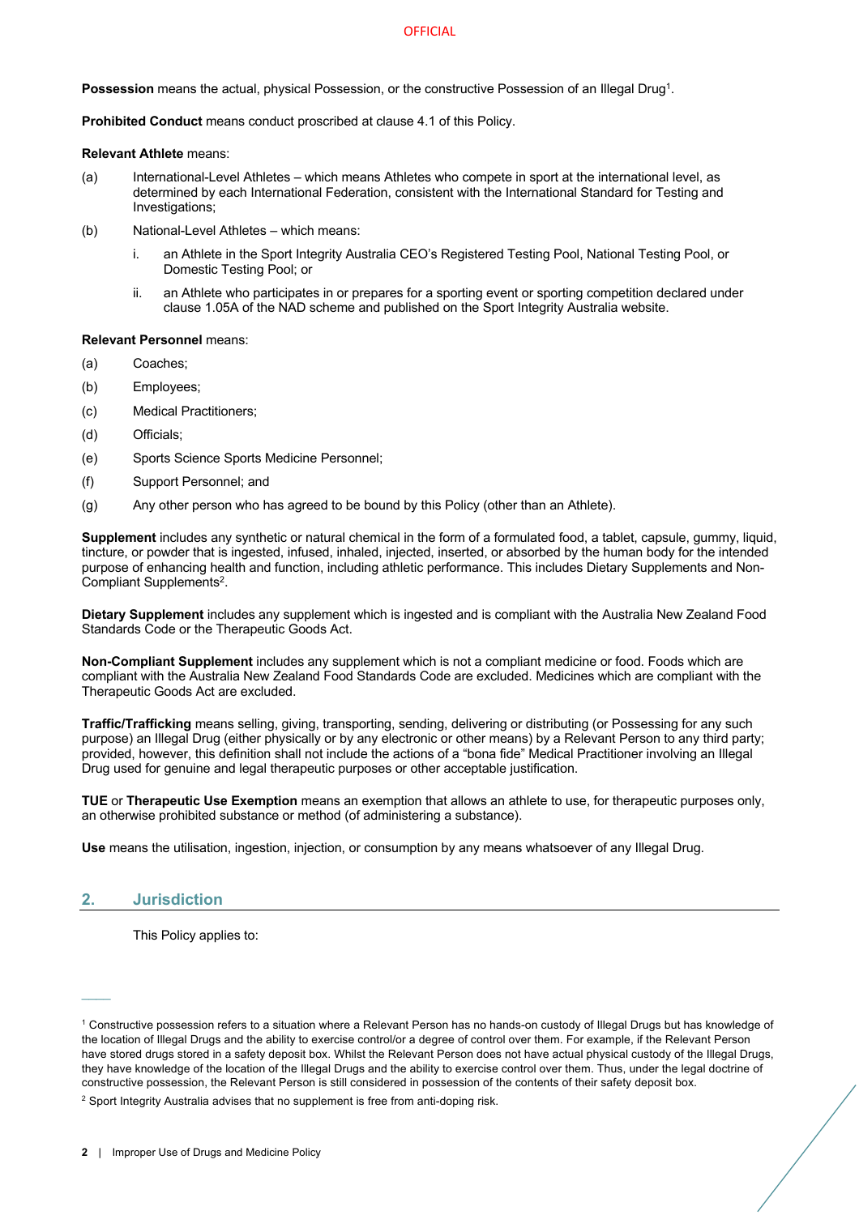**Possession** means the actual, physical Possession, or the constructive Possession of an Illegal Drug[1].

**Prohibited Conduct** means conduct proscribed at clause 4.1 of this Policy.

**Relevant Athlete** means:

(a) International-Level Athletes – which means Athletes who compete in sport at the international level, as determined by each International Federation, consistent with the International Standard for Testing and Investigations;

(b) National-Level Athletes – which means:

i. an Athlete in the Sport Integrity Australia CEO's Registered Testing Pool, National Testing Pool, or Domestic Testing Pool; or

ii. an Athlete who participates in or prepares for a sporting event or sporting competition declared under clause 1.05A of the NAD scheme and published on the Sport Integrity Australia website.

**Relevant Personnel** means:

(a) Coaches;

(b) Employees;

(c) Medical Practitioners;

(d) Officials;

(e) Sports Science Sports Medicine Personnel;

(f) Support Personnel; and

(g) Any other person who has agreed to be bound by this Policy (other than an Athlete).

**Supplement** includes any synthetic or natural chemical in the form of a formulated food, a tablet, capsule, gummy, liquid, tincture, or powder that is ingested, infused, inhaled, injected, inserted, or absorbed by the human body for the intended purpose of enhancing health and function, including athletic performance. This includes Dietary Supplements and Non-Compliant Supplements[2].

**Dietary Supplement** includes any supplement which is ingested and is compliant with the Australia New Zealand Food Standards Code or the Therapeutic Goods Act.

**Non-Compliant Supplement** includes any supplement which is not a compliant medicine or food. Foods which are compliant with the Australia New Zealand Food Standards Code are excluded. Medicines which are compliant with the Therapeutic Goods Act are excluded.

**Traffic/Trafficking** means selling, giving, transporting, sending, delivering or distributing (or Possessing for any such purpose) an Illegal Drug (either physically or by any electronic or other means) by a Relevant Person to any third party; provided, however, this definition shall not include the actions of a "bona fide" Medical Practitioner involving an Illegal Drug used for genuine and legal therapeutic purposes or other acceptable justification.

**TUE** or **Therapeutic Use Exemption** means an exemption that allows an athlete to use, for therapeutic purposes only, an otherwise prohibited substance or method (of administering a substance).

**Use** means the utilisation, ingestion, injection, or consumption by any means whatsoever of any Illegal Drug.

## 2. Jurisdiction

This Policy applies to:

---

[1] Constructive possession refers to a situation where a Relevant Person has no hands-on custody of Illegal Drugs but has knowledge of the location of Illegal Drugs and the ability to exercise control/or a degree of control over them. For example, if the Relevant Person have stored drugs stored in a safety deposit box. Whilst the Relevant Person does not have actual physical custody of the Illegal Drugs, they have knowledge of the location of the Illegal Drugs and the ability to exercise control over them. Thus, under the legal doctrine of constructive possession, the Relevant Person is still considered in possession of the contents of their safety deposit box.

[2] Sport Integrity Australia advises that no supplement is free from anti-doping risk.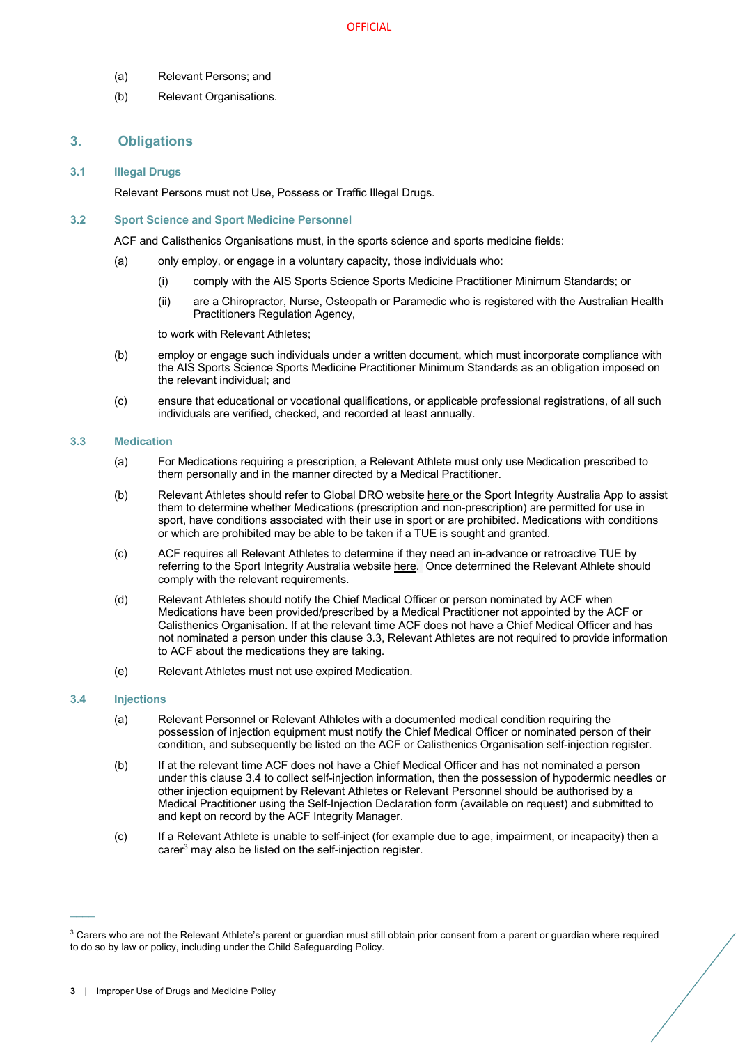(a) Relevant Persons; and

(b) Relevant Organisations.

## 3. Obligations

### 3.1 Illegal Drugs

Relevant Persons must not Use, Possess or Traffic Illegal Drugs.

### 3.2 Sport Science and Sport Medicine Personnel

ACF and Calisthenics Organisations must, in the sports science and sports medicine fields:

(a) only employ, or engage in a voluntary capacity, those individuals who:

(i) comply with the AIS Sports Science Sports Medicine Practitioner Minimum Standards; or

(ii) are a Chiropractor, Nurse, Osteopath or Paramedic who is registered with the Australian Health Practitioners Regulation Agency,

to work with Relevant Athletes;

(b) employ or engage such individuals under a written document, which must incorporate compliance with the AIS Sports Science Sports Medicine Practitioner Minimum Standards as an obligation imposed on the relevant individual; and

(c) ensure that educational or vocational qualifications, or applicable professional registrations, of all such individuals are verified, checked, and recorded at least annually.

### 3.3 Medication

(a) For Medications requiring a prescription, a Relevant Athlete must only use Medication prescribed to them personally and in the manner directed by a Medical Practitioner.

(b) Relevant Athletes should refer to Global DRO website here or the Sport Integrity Australia App to assist them to determine whether Medications (prescription and non-prescription) are permitted for use in sport, have conditions associated with their use in sport or are prohibited. Medications with conditions or which are prohibited may be able to be taken if a TUE is sought and granted.

(c) ACF requires all Relevant Athletes to determine if they need an in-advance or retroactive TUE by referring to the Sport Integrity Australia website here. Once determined the Relevant Athlete should comply with the relevant requirements.

(d) Relevant Athletes should notify the Chief Medical Officer or person nominated by ACF when Medications have been provided/prescribed by a Medical Practitioner not appointed by the ACF or Calisthenics Organisation. If at the relevant time ACF does not have a Chief Medical Officer and has not nominated a person under this clause 3.3, Relevant Athletes are not required to provide information to ACF about the medications they are taking.

(e) Relevant Athletes must not use expired Medication.

### 3.4 Injections

(a) Relevant Personnel or Relevant Athletes with a documented medical condition requiring the possession of injection equipment must notify the Chief Medical Officer or nominated person of their condition, and subsequently be listed on the ACF or Calisthenics Organisation self-injection register.

(b) If at the relevant time ACF does not have a Chief Medical Officer and has not nominated a person under this clause 3.4 to collect self-injection information, then the possession of hypodermic needles or other injection equipment by Relevant Athletes or Relevant Personnel should be authorised by a Medical Practitioner using the Self-Injection Declaration form (available on request) and submitted to and kept on record by the ACF Integrity Manager.

(c) If a Relevant Athlete is unable to self-inject (for example due to age, impairment, or incapacity) then a carer[3] may also be listed on the self-injection register.

---

[3] Carers who are not the Relevant Athlete's parent or guardian must still obtain prior consent from a parent or guardian where required to do so by law or policy, including under the Child Safeguarding Policy.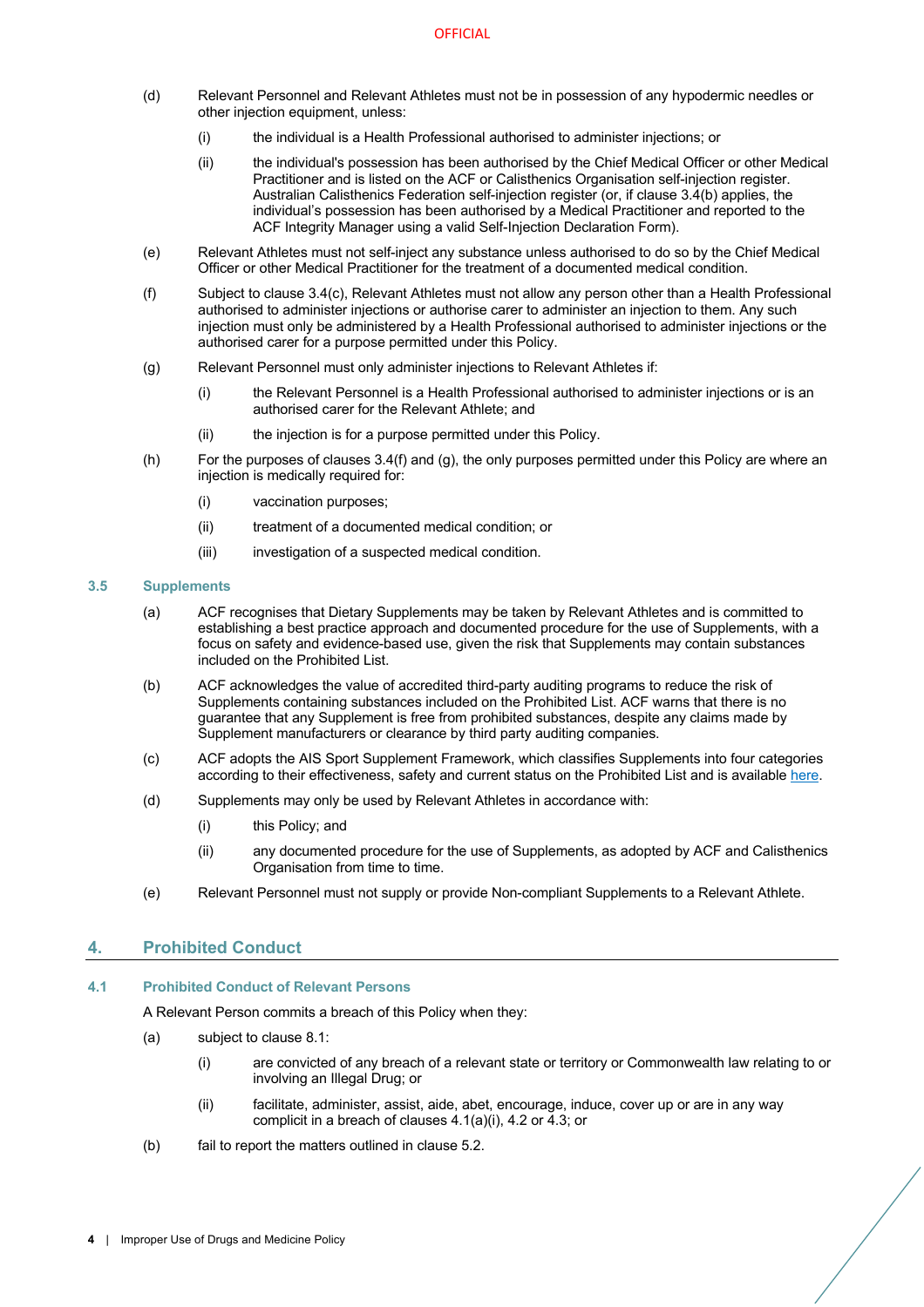(d) Relevant Personnel and Relevant Athletes must not be in possession of any hypodermic needles or other injection equipment, unless:

  (i) the individual is a Health Professional authorised to administer injections; or

  (ii) the individual's possession has been authorised by the Chief Medical Officer or other Medical Practitioner and is listed on the ACF or Calisthenics Organisation self-injection register. Australian Calisthenics Federation self-injection register (or, if clause 3.4(b) applies, the individual's possession has been authorised by a Medical Practitioner and reported to the ACF Integrity Manager using a valid Self-Injection Declaration Form).

(e) Relevant Athletes must not self-inject any substance unless authorised to do so by the Chief Medical Officer or other Medical Practitioner for the treatment of a documented medical condition.

(f) Subject to clause 3.4(c), Relevant Athletes must not allow any person other than a Health Professional authorised to administer injections or authorise carer to administer an injection to them. Any such injection must only be administered by a Health Professional authorised to administer injections or the authorised carer for a purpose permitted under this Policy.

(g) Relevant Personnel must only administer injections to Relevant Athletes if:

  (i) the Relevant Personnel is a Health Professional authorised to administer injections or is an authorised carer for the Relevant Athlete; and

  (ii) the injection is for a purpose permitted under this Policy.

(h) For the purposes of clauses 3.4(f) and (g), the only purposes permitted under this Policy are where an injection is medically required for:

  (i) vaccination purposes;

  (ii) treatment of a documented medical condition; or

  (iii) investigation of a suspected medical condition.

### 3.5 Supplements

(a) ACF recognises that Dietary Supplements may be taken by Relevant Athletes and is committed to establishing a best practice approach and documented procedure for the use of Supplements, with a focus on safety and evidence-based use, given the risk that Supplements may contain substances included on the Prohibited List.

(b) ACF acknowledges the value of accredited third-party auditing programs to reduce the risk of Supplements containing substances included on the Prohibited List. ACF warns that there is no guarantee that any Supplement is free from prohibited substances, despite any claims made by Supplement manufacturers or clearance by third party auditing companies.

(c) ACF adopts the AIS Sport Supplement Framework, which classifies Supplements into four categories according to their effectiveness, safety and current status on the Prohibited List and is available here.

(d) Supplements may only be used by Relevant Athletes in accordance with:

  (i) this Policy; and

  (ii) any documented procedure for the use of Supplements, as adopted by ACF and Calisthenics Organisation from time to time.

(e) Relevant Personnel must not supply or provide Non-compliant Supplements to a Relevant Athlete.

## 4. Prohibited Conduct

### 4.1 Prohibited Conduct of Relevant Persons

A Relevant Person commits a breach of this Policy when they:

(a) subject to clause 8.1:

  (i) are convicted of any breach of a relevant state or territory or Commonwealth law relating to or involving an Illegal Drug; or

  (ii) facilitate, administer, assist, aide, abet, encourage, induce, cover up or are in any way complicit in a breach of clauses 4.1(a)(i), 4.2 or 4.3; or

(b) fail to report the matters outlined in clause 5.2.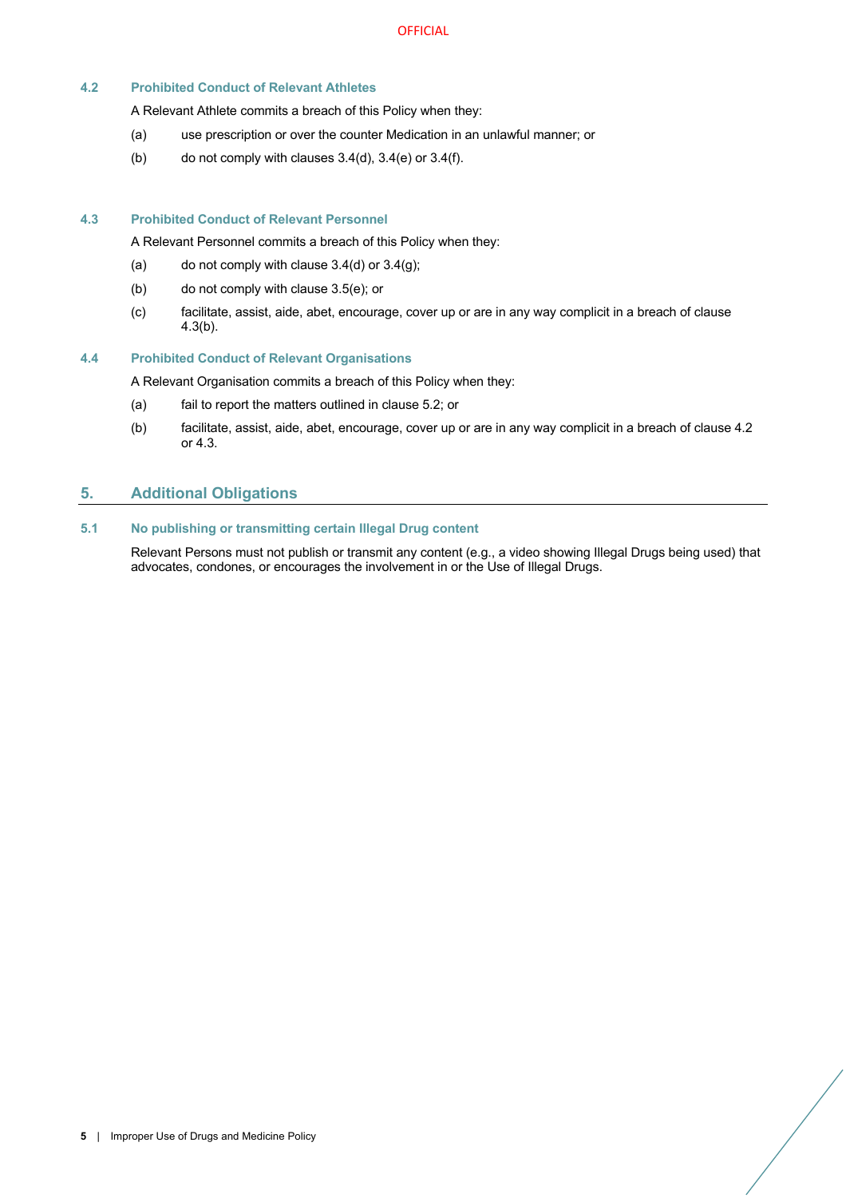### 4.2 Prohibited Conduct of Relevant Athletes

A Relevant Athlete commits a breach of this Policy when they:

(a) use prescription or over the counter Medication in an unlawful manner; or

(b) do not comply with clauses 3.4(d), 3.4(e) or 3.4(f).

### 4.3 Prohibited Conduct of Relevant Personnel

A Relevant Personnel commits a breach of this Policy when they:

(a) do not comply with clause 3.4(d) or 3.4(g);

(b) do not comply with clause 3.5(e); or

(c) facilitate, assist, aide, abet, encourage, cover up or are in any way complicit in a breach of clause 4.3(b).

### 4.4 Prohibited Conduct of Relevant Organisations

A Relevant Organisation commits a breach of this Policy when they:

(a) fail to report the matters outlined in clause 5.2; or

(b) facilitate, assist, aide, abet, encourage, cover up or are in any way complicit in a breach of clause 4.2 or 4.3.

## 5. Additional Obligations

### 5.1 No publishing or transmitting certain Illegal Drug content

Relevant Persons must not publish or transmit any content (e.g., a video showing Illegal Drugs being used) that advocates, condones, or encourages the involvement in or the Use of Illegal Drugs.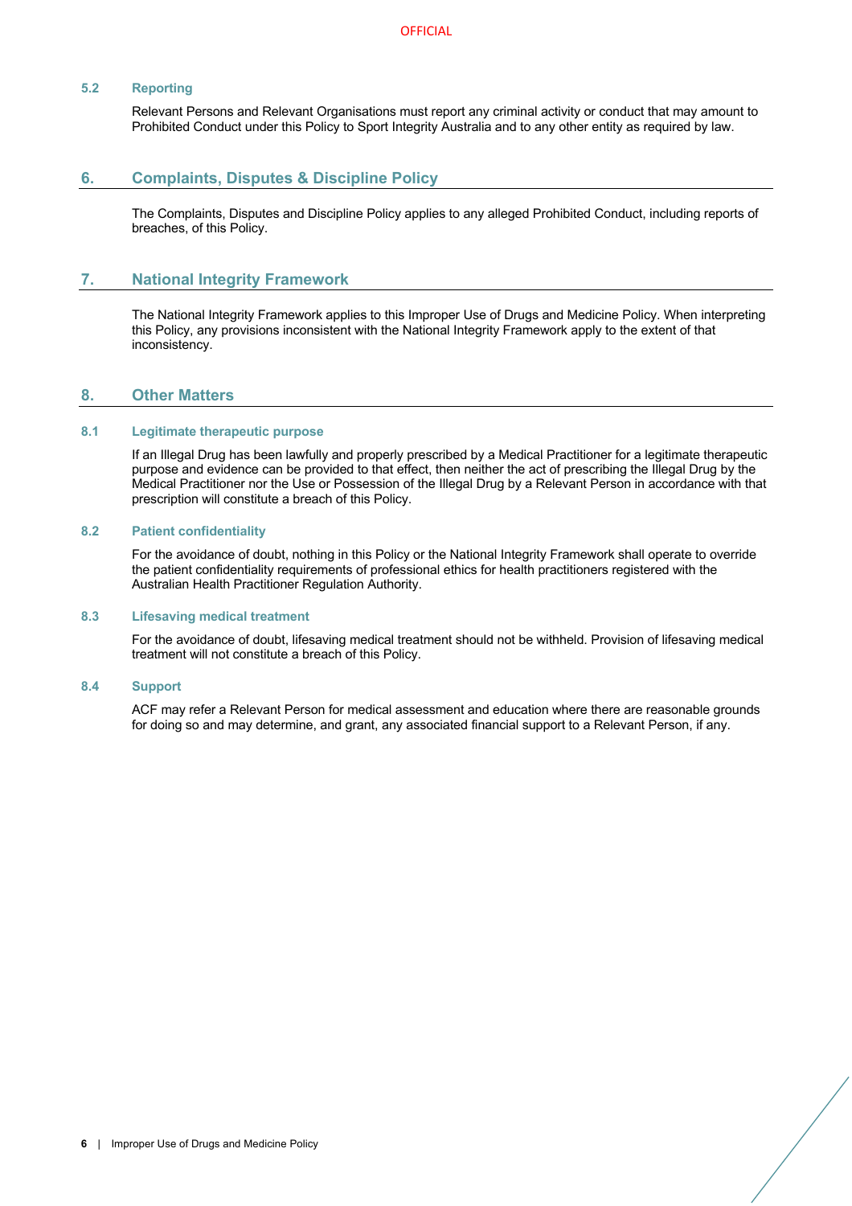### 5.2 Reporting

Relevant Persons and Relevant Organisations must report any criminal activity or conduct that may amount to Prohibited Conduct under this Policy to Sport Integrity Australia and to any other entity as required by law.

## 6. Complaints, Disputes & Discipline Policy

The Complaints, Disputes and Discipline Policy applies to any alleged Prohibited Conduct, including reports of breaches, of this Policy.

## 7. National Integrity Framework

The National Integrity Framework applies to this Improper Use of Drugs and Medicine Policy. When interpreting this Policy, any provisions inconsistent with the National Integrity Framework apply to the extent of that inconsistency.

## 8. Other Matters

### 8.1 Legitimate therapeutic purpose

If an Illegal Drug has been lawfully and properly prescribed by a Medical Practitioner for a legitimate therapeutic purpose and evidence can be provided to that effect, then neither the act of prescribing the Illegal Drug by the Medical Practitioner nor the Use or Possession of the Illegal Drug by a Relevant Person in accordance with that prescription will constitute a breach of this Policy.

### 8.2 Patient confidentiality

For the avoidance of doubt, nothing in this Policy or the National Integrity Framework shall operate to override the patient confidentiality requirements of professional ethics for health practitioners registered with the Australian Health Practitioner Regulation Authority.

### 8.3 Lifesaving medical treatment

For the avoidance of doubt, lifesaving medical treatment should not be withheld. Provision of lifesaving medical treatment will not constitute a breach of this Policy.

### 8.4 Support

ACF may refer a Relevant Person for medical assessment and education where there are reasonable grounds for doing so and may determine, and grant, any associated financial support to a Relevant Person, if any.